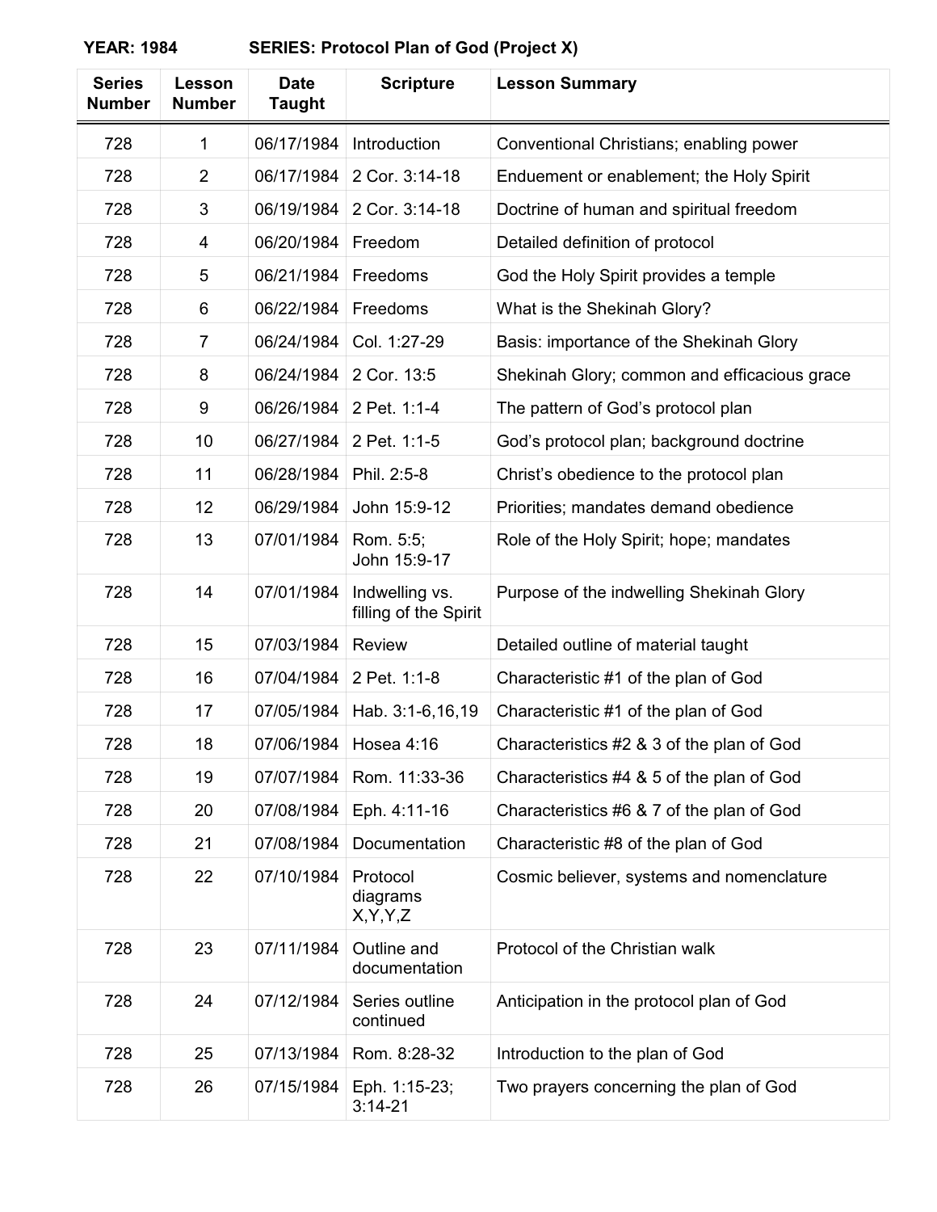**YEAR: 1984** **SERIES: Protocol Plan of God (Project X)**

| Series Number | Lesson Number | Date Taught | Scripture | Lesson Summary |
|---|---|---|---|---|
| 728 | 1 | 06/17/1984 | Introduction | Conventional Christians; enabling power |
| 728 | 2 | 06/17/1984 | 2 Cor. 3:14-18 | Enduement or enablement; the Holy Spirit |
| 728 | 3 | 06/19/1984 | 2 Cor. 3:14-18 | Doctrine of human and spiritual freedom |
| 728 | 4 | 06/20/1984 | Freedom | Detailed definition of protocol |
| 728 | 5 | 06/21/1984 | Freedoms | God the Holy Spirit provides a temple |
| 728 | 6 | 06/22/1984 | Freedoms | What is the Shekinah Glory? |
| 728 | 7 | 06/24/1984 | Col. 1:27-29 | Basis: importance of the Shekinah Glory |
| 728 | 8 | 06/24/1984 | 2 Cor. 13:5 | Shekinah Glory; common and efficacious grace |
| 728 | 9 | 06/26/1984 | 2 Pet. 1:1-4 | The pattern of God's protocol plan |
| 728 | 10 | 06/27/1984 | 2 Pet. 1:1-5 | God's protocol plan; background doctrine |
| 728 | 11 | 06/28/1984 | Phil. 2:5-8 | Christ's obedience to the protocol plan |
| 728 | 12 | 06/29/1984 | John 15:9-12 | Priorities; mandates demand obedience |
| 728 | 13 | 07/01/1984 | Rom. 5:5; John 15:9-17 | Role of the Holy Spirit; hope; mandates |
| 728 | 14 | 07/01/1984 | Indwelling vs. filling of the Spirit | Purpose of the indwelling Shekinah Glory |
| 728 | 15 | 07/03/1984 | Review | Detailed outline of material taught |
| 728 | 16 | 07/04/1984 | 2 Pet. 1:1-8 | Characteristic #1 of the plan of God |
| 728 | 17 | 07/05/1984 | Hab. 3:1-6,16,19 | Characteristic #1 of the plan of God |
| 728 | 18 | 07/06/1984 | Hosea 4:16 | Characteristics #2 & 3 of the plan of God |
| 728 | 19 | 07/07/1984 | Rom. 11:33-36 | Characteristics #4 & 5 of the plan of God |
| 728 | 20 | 07/08/1984 | Eph. 4:11-16 | Characteristics #6 & 7 of the plan of God |
| 728 | 21 | 07/08/1984 | Documentation | Characteristic #8 of the plan of God |
| 728 | 22 | 07/10/1984 | Protocol diagrams X,Y,Y,Z | Cosmic believer, systems and nomenclature |
| 728 | 23 | 07/11/1984 | Outline and documentation | Protocol of the Christian walk |
| 728 | 24 | 07/12/1984 | Series outline continued | Anticipation in the protocol plan of God |
| 728 | 25 | 07/13/1984 | Rom. 8:28-32 | Introduction to the plan of God |
| 728 | 26 | 07/15/1984 | Eph. 1:15-23; 3:14-21 | Two prayers concerning the plan of God |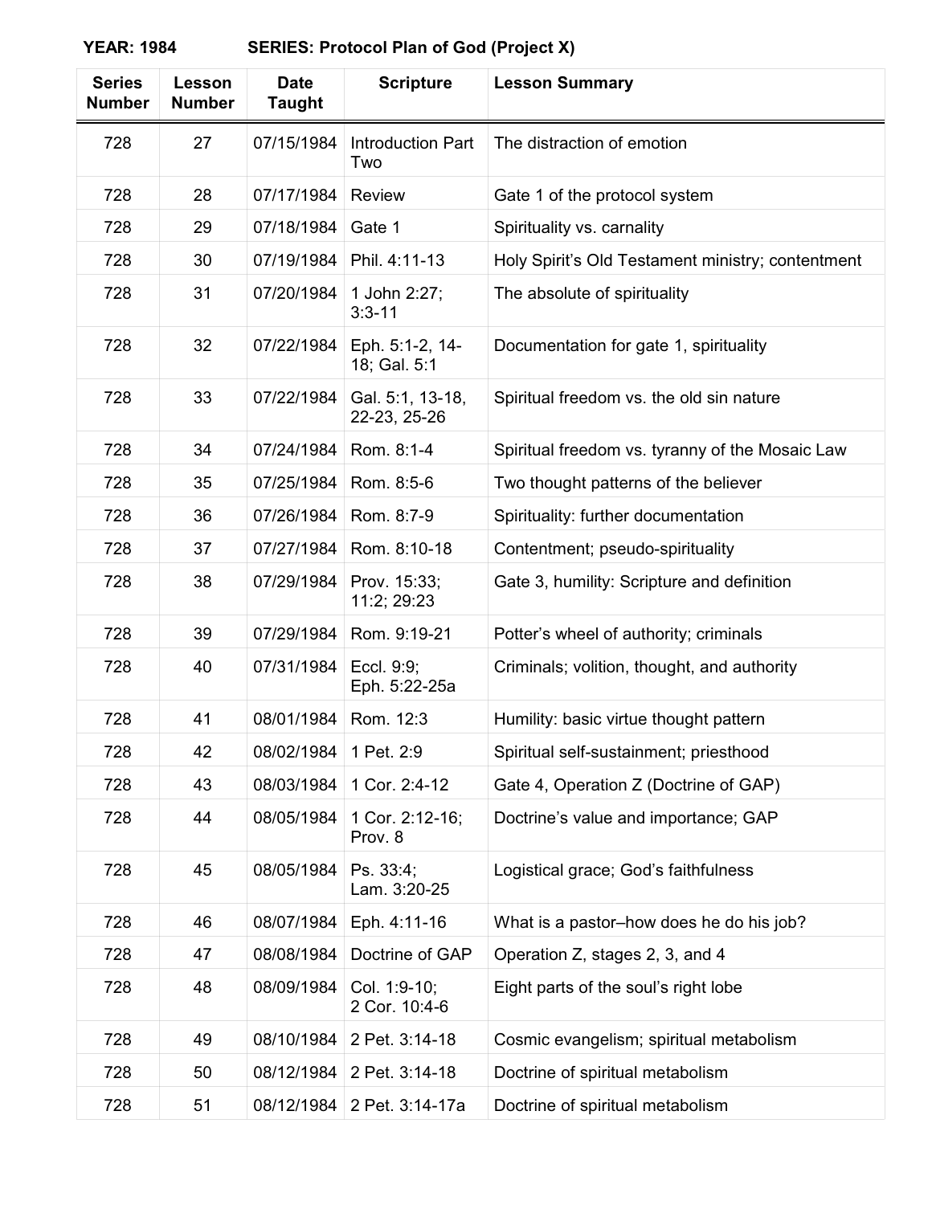**YEAR: 1984 SERIES: Protocol Plan of God (Project X)**

| Series Number | Lesson Number | Date Taught | Scripture | Lesson Summary |
|---|---|---|---|---|
| 728 | 27 | 07/15/1984 | Introduction Part Two | The distraction of emotion |
| 728 | 28 | 07/17/1984 | Review | Gate 1 of the protocol system |
| 728 | 29 | 07/18/1984 | Gate 1 | Spirituality vs. carnality |
| 728 | 30 | 07/19/1984 | Phil. 4:11-13 | Holy Spirit's Old Testament ministry; contentment |
| 728 | 31 | 07/20/1984 | 1 John 2:27; 3:3-11 | The absolute of spirituality |
| 728 | 32 | 07/22/1984 | Eph. 5:1-2, 14-18; Gal. 5:1 | Documentation for gate 1, spirituality |
| 728 | 33 | 07/22/1984 | Gal. 5:1, 13-18, 22-23, 25-26 | Spiritual freedom vs. the old sin nature |
| 728 | 34 | 07/24/1984 | Rom. 8:1-4 | Spiritual freedom vs. tyranny of the Mosaic Law |
| 728 | 35 | 07/25/1984 | Rom. 8:5-6 | Two thought patterns of the believer |
| 728 | 36 | 07/26/1984 | Rom. 8:7-9 | Spirituality: further documentation |
| 728 | 37 | 07/27/1984 | Rom. 8:10-18 | Contentment; pseudo-spirituality |
| 728 | 38 | 07/29/1984 | Prov. 15:33; 11:2; 29:23 | Gate 3, humility: Scripture and definition |
| 728 | 39 | 07/29/1984 | Rom. 9:19-21 | Potter's wheel of authority; criminals |
| 728 | 40 | 07/31/1984 | Eccl. 9:9; Eph. 5:22-25a | Criminals; volition, thought, and authority |
| 728 | 41 | 08/01/1984 | Rom. 12:3 | Humility: basic virtue thought pattern |
| 728 | 42 | 08/02/1984 | 1 Pet. 2:9 | Spiritual self-sustainment; priesthood |
| 728 | 43 | 08/03/1984 | 1 Cor. 2:4-12 | Gate 4, Operation Z (Doctrine of GAP) |
| 728 | 44 | 08/05/1984 | 1 Cor. 2:12-16; Prov. 8 | Doctrine's value and importance; GAP |
| 728 | 45 | 08/05/1984 | Ps. 33:4; Lam. 3:20-25 | Logistical grace; God's faithfulness |
| 728 | 46 | 08/07/1984 | Eph. 4:11-16 | What is a pastor–how does he do his job? |
| 728 | 47 | 08/08/1984 | Doctrine of GAP | Operation Z, stages 2, 3, and 4 |
| 728 | 48 | 08/09/1984 | Col. 1:9-10; 2 Cor. 10:4-6 | Eight parts of the soul's right lobe |
| 728 | 49 | 08/10/1984 | 2 Pet. 3:14-18 | Cosmic evangelism; spiritual metabolism |
| 728 | 50 | 08/12/1984 | 2 Pet. 3:14-18 | Doctrine of spiritual metabolism |
| 728 | 51 | 08/12/1984 | 2 Pet. 3:14-17a | Doctrine of spiritual metabolism |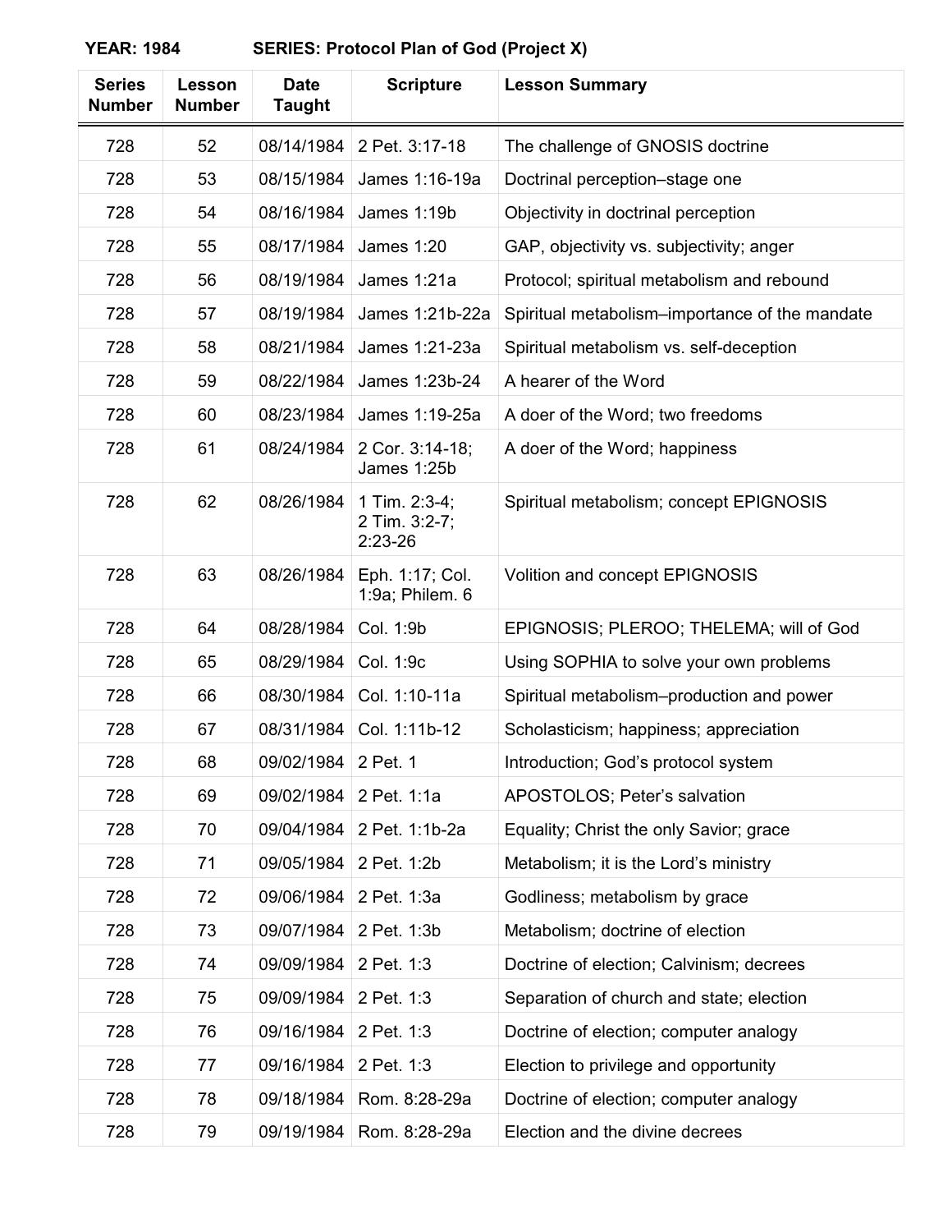**YEAR: 1984** **SERIES: Protocol Plan of God (Project X)**

| Series Number | Lesson Number | Date Taught | Scripture | Lesson Summary |
|---|---|---|---|---|
| 728 | 52 | 08/14/1984 | 2 Pet. 3:17-18 | The challenge of GNOSIS doctrine |
| 728 | 53 | 08/15/1984 | James 1:16-19a | Doctrinal perception–stage one |
| 728 | 54 | 08/16/1984 | James 1:19b | Objectivity in doctrinal perception |
| 728 | 55 | 08/17/1984 | James 1:20 | GAP, objectivity vs. subjectivity; anger |
| 728 | 56 | 08/19/1984 | James 1:21a | Protocol; spiritual metabolism and rebound |
| 728 | 57 | 08/19/1984 | James 1:21b-22a | Spiritual metabolism–importance of the mandate |
| 728 | 58 | 08/21/1984 | James 1:21-23a | Spiritual metabolism vs. self-deception |
| 728 | 59 | 08/22/1984 | James 1:23b-24 | A hearer of the Word |
| 728 | 60 | 08/23/1984 | James 1:19-25a | A doer of the Word; two freedoms |
| 728 | 61 | 08/24/1984 | 2 Cor. 3:14-18; James 1:25b | A doer of the Word; happiness |
| 728 | 62 | 08/26/1984 | 1 Tim. 2:3-4; 2 Tim. 3:2-7; 2:23-26 | Spiritual metabolism; concept EPIGNOSIS |
| 728 | 63 | 08/26/1984 | Eph. 1:17; Col. 1:9a; Philem. 6 | Volition and concept EPIGNOSIS |
| 728 | 64 | 08/28/1984 | Col. 1:9b | EPIGNOSIS; PLEROO; THELEMA; will of God |
| 728 | 65 | 08/29/1984 | Col. 1:9c | Using SOPHIA to solve your own problems |
| 728 | 66 | 08/30/1984 | Col. 1:10-11a | Spiritual metabolism–production and power |
| 728 | 67 | 08/31/1984 | Col. 1:11b-12 | Scholasticism; happiness; appreciation |
| 728 | 68 | 09/02/1984 | 2 Pet. 1 | Introduction; God's protocol system |
| 728 | 69 | 09/02/1984 | 2 Pet. 1:1a | APOSTOLOS; Peter's salvation |
| 728 | 70 | 09/04/1984 | 2 Pet. 1:1b-2a | Equality; Christ the only Savior; grace |
| 728 | 71 | 09/05/1984 | 2 Pet. 1:2b | Metabolism; it is the Lord's ministry |
| 728 | 72 | 09/06/1984 | 2 Pet. 1:3a | Godliness; metabolism by grace |
| 728 | 73 | 09/07/1984 | 2 Pet. 1:3b | Metabolism; doctrine of election |
| 728 | 74 | 09/09/1984 | 2 Pet. 1:3 | Doctrine of election; Calvinism; decrees |
| 728 | 75 | 09/09/1984 | 2 Pet. 1:3 | Separation of church and state; election |
| 728 | 76 | 09/16/1984 | 2 Pet. 1:3 | Doctrine of election; computer analogy |
| 728 | 77 | 09/16/1984 | 2 Pet. 1:3 | Election to privilege and opportunity |
| 728 | 78 | 09/18/1984 | Rom. 8:28-29a | Doctrine of election; computer analogy |
| 728 | 79 | 09/19/1984 | Rom. 8:28-29a | Election and the divine decrees |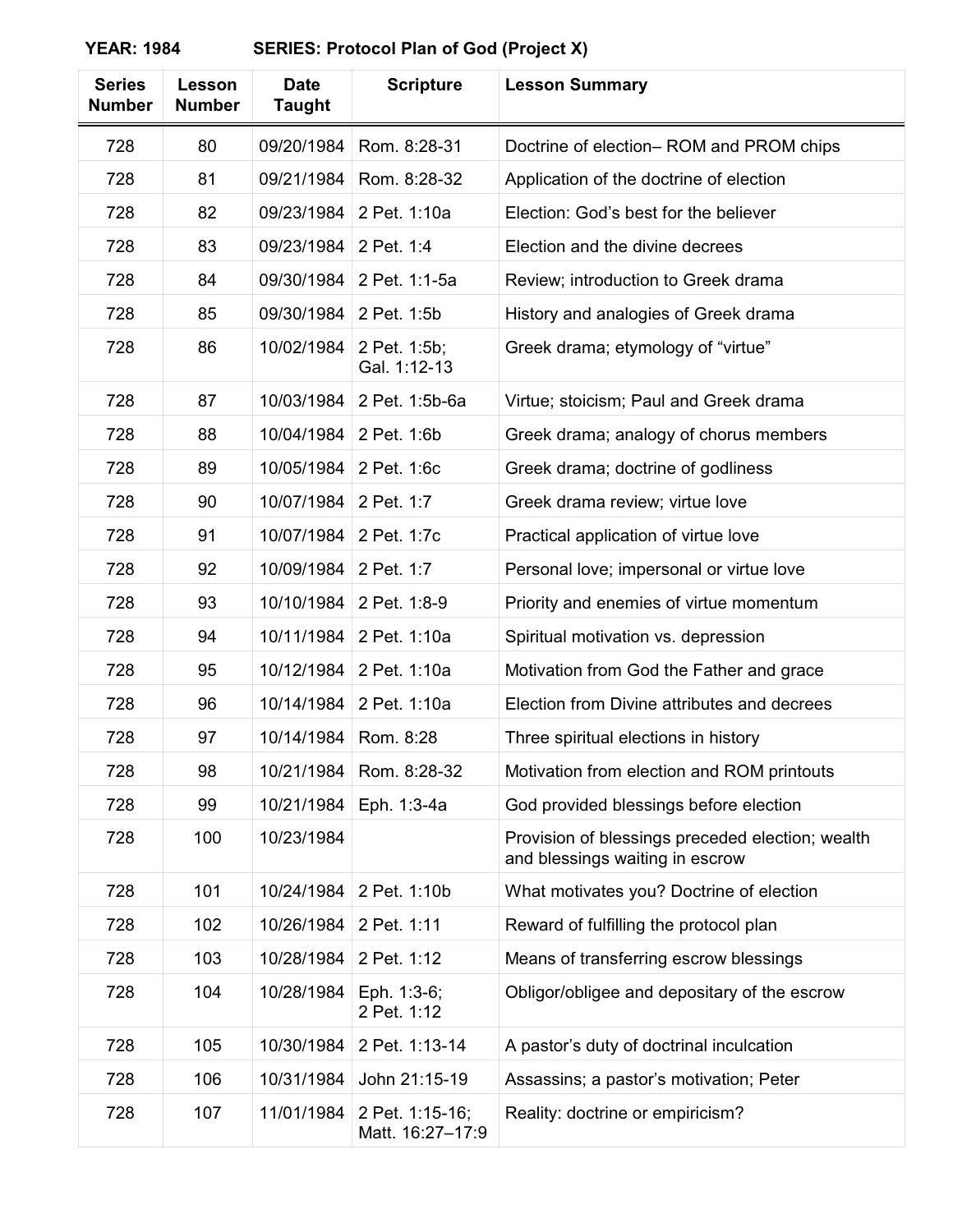**YEAR: 1984 SERIES: Protocol Plan of God (Project X)**

| Series Number | Lesson Number | Date Taught | Scripture | Lesson Summary |
|---|---|---|---|---|
| 728 | 80 | 09/20/1984 | Rom. 8:28-31 | Doctrine of election– ROM and PROM chips |
| 728 | 81 | 09/21/1984 | Rom. 8:28-32 | Application of the doctrine of election |
| 728 | 82 | 09/23/1984 | 2 Pet. 1:10a | Election: God’s best for the believer |
| 728 | 83 | 09/23/1984 | 2 Pet. 1:4 | Election and the divine decrees |
| 728 | 84 | 09/30/1984 | 2 Pet. 1:1-5a | Review; introduction to Greek drama |
| 728 | 85 | 09/30/1984 | 2 Pet. 1:5b | History and analogies of Greek drama |
| 728 | 86 | 10/02/1984 | 2 Pet. 1:5b; Gal. 1:12-13 | Greek drama; etymology of “virtue” |
| 728 | 87 | 10/03/1984 | 2 Pet. 1:5b-6a | Virtue; stoicism; Paul and Greek drama |
| 728 | 88 | 10/04/1984 | 2 Pet. 1:6b | Greek drama; analogy of chorus members |
| 728 | 89 | 10/05/1984 | 2 Pet. 1:6c | Greek drama; doctrine of godliness |
| 728 | 90 | 10/07/1984 | 2 Pet. 1:7 | Greek drama review; virtue love |
| 728 | 91 | 10/07/1984 | 2 Pet. 1:7c | Practical application of virtue love |
| 728 | 92 | 10/09/1984 | 2 Pet. 1:7 | Personal love; impersonal or virtue love |
| 728 | 93 | 10/10/1984 | 2 Pet. 1:8-9 | Priority and enemies of virtue momentum |
| 728 | 94 | 10/11/1984 | 2 Pet. 1:10a | Spiritual motivation vs. depression |
| 728 | 95 | 10/12/1984 | 2 Pet. 1:10a | Motivation from God the Father and grace |
| 728 | 96 | 10/14/1984 | 2 Pet. 1:10a | Election from Divine attributes and decrees |
| 728 | 97 | 10/14/1984 | Rom. 8:28 | Three spiritual elections in history |
| 728 | 98 | 10/21/1984 | Rom. 8:28-32 | Motivation from election and ROM printouts |
| 728 | 99 | 10/21/1984 | Eph. 1:3-4a | God provided blessings before election |
| 728 | 100 | 10/23/1984 | | Provision of blessings preceded election; wealth and blessings waiting in escrow |
| 728 | 101 | 10/24/1984 | 2 Pet. 1:10b | What motivates you? Doctrine of election |
| 728 | 102 | 10/26/1984 | 2 Pet. 1:11 | Reward of fulfilling the protocol plan |
| 728 | 103 | 10/28/1984 | 2 Pet. 1:12 | Means of transferring escrow blessings |
| 728 | 104 | 10/28/1984 | Eph. 1:3-6; 2 Pet. 1:12 | Obligor/obligee and depositary of the escrow |
| 728 | 105 | 10/30/1984 | 2 Pet. 1:13-14 | A pastor’s duty of doctrinal inculcation |
| 728 | 106 | 10/31/1984 | John 21:15-19 | Assassins; a pastor’s motivation; Peter |
| 728 | 107 | 11/01/1984 | 2 Pet. 1:15-16; Matt. 16:27–17:9 | Reality: doctrine or empiricism? |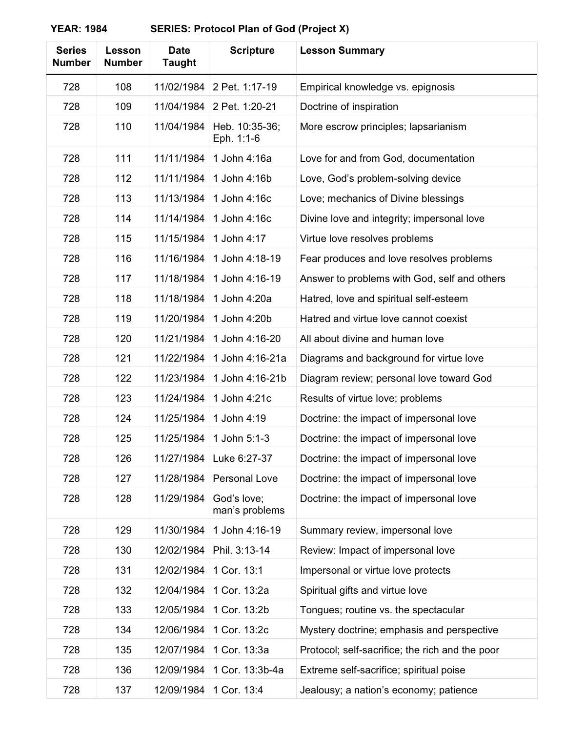**YEAR: 1984 SERIES: Protocol Plan of God (Project X)**

| Series Number | Lesson Number | Date Taught | Scripture | Lesson Summary |
|---|---|---|---|---|
| 728 | 108 | 11/02/1984 | 2 Pet. 1:17-19 | Empirical knowledge vs. epignosis |
| 728 | 109 | 11/04/1984 | 2 Pet. 1:20-21 | Doctrine of inspiration |
| 728 | 110 | 11/04/1984 | Heb. 10:35-36; Eph. 1:1-6 | More escrow principles; lapsarianism |
| 728 | 111 | 11/11/1984 | 1 John 4:16a | Love for and from God, documentation |
| 728 | 112 | 11/11/1984 | 1 John 4:16b | Love, God's problem-solving device |
| 728 | 113 | 11/13/1984 | 1 John 4:16c | Love; mechanics of Divine blessings |
| 728 | 114 | 11/14/1984 | 1 John 4:16c | Divine love and integrity; impersonal love |
| 728 | 115 | 11/15/1984 | 1 John 4:17 | Virtue love resolves problems |
| 728 | 116 | 11/16/1984 | 1 John 4:18-19 | Fear produces and love resolves problems |
| 728 | 117 | 11/18/1984 | 1 John 4:16-19 | Answer to problems with God, self and others |
| 728 | 118 | 11/18/1984 | 1 John 4:20a | Hatred, love and spiritual self-esteem |
| 728 | 119 | 11/20/1984 | 1 John 4:20b | Hatred and virtue love cannot coexist |
| 728 | 120 | 11/21/1984 | 1 John 4:16-20 | All about divine and human love |
| 728 | 121 | 11/22/1984 | 1 John 4:16-21a | Diagrams and background for virtue love |
| 728 | 122 | 11/23/1984 | 1 John 4:16-21b | Diagram review; personal love toward God |
| 728 | 123 | 11/24/1984 | 1 John 4:21c | Results of virtue love; problems |
| 728 | 124 | 11/25/1984 | 1 John 4:19 | Doctrine: the impact of impersonal love |
| 728 | 125 | 11/25/1984 | 1 John 5:1-3 | Doctrine: the impact of impersonal love |
| 728 | 126 | 11/27/1984 | Luke 6:27-37 | Doctrine: the impact of impersonal love |
| 728 | 127 | 11/28/1984 | Personal Love | Doctrine: the impact of impersonal love |
| 728 | 128 | 11/29/1984 | God's love; man's problems | Doctrine: the impact of impersonal love |
| 728 | 129 | 11/30/1984 | 1 John 4:16-19 | Summary review, impersonal love |
| 728 | 130 | 12/02/1984 | Phil. 3:13-14 | Review: Impact of impersonal love |
| 728 | 131 | 12/02/1984 | 1 Cor. 13:1 | Impersonal or virtue love protects |
| 728 | 132 | 12/04/1984 | 1 Cor. 13:2a | Spiritual gifts and virtue love |
| 728 | 133 | 12/05/1984 | 1 Cor. 13:2b | Tongues; routine vs. the spectacular |
| 728 | 134 | 12/06/1984 | 1 Cor. 13:2c | Mystery doctrine; emphasis and perspective |
| 728 | 135 | 12/07/1984 | 1 Cor. 13:3a | Protocol; self-sacrifice; the rich and the poor |
| 728 | 136 | 12/09/1984 | 1 Cor. 13:3b-4a | Extreme self-sacrifice; spiritual poise |
| 728 | 137 | 12/09/1984 | 1 Cor. 13:4 | Jealousy; a nation's economy; patience |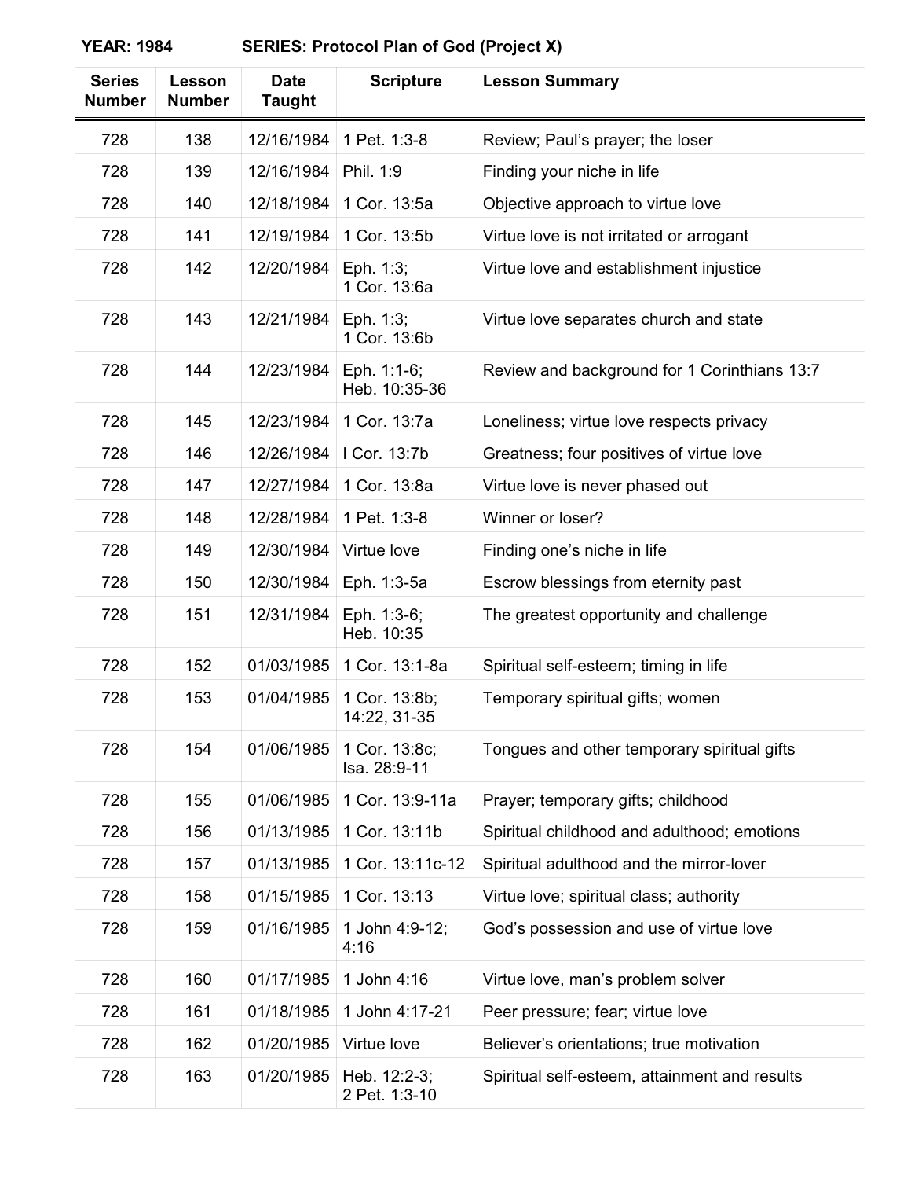**YEAR: 1984 SERIES: Protocol Plan of God (Project X)**

| Series Number | Lesson Number | Date Taught | Scripture | Lesson Summary |
|---|---|---|---|---|
| 728 | 138 | 12/16/1984 | 1 Pet. 1:3-8 | Review; Paul's prayer; the loser |
| 728 | 139 | 12/16/1984 | Phil. 1:9 | Finding your niche in life |
| 728 | 140 | 12/18/1984 | 1 Cor. 13:5a | Objective approach to virtue love |
| 728 | 141 | 12/19/1984 | 1 Cor. 13:5b | Virtue love is not irritated or arrogant |
| 728 | 142 | 12/20/1984 | Eph. 1:3; 1 Cor. 13:6a | Virtue love and establishment injustice |
| 728 | 143 | 12/21/1984 | Eph. 1:3; 1 Cor. 13:6b | Virtue love separates church and state |
| 728 | 144 | 12/23/1984 | Eph. 1:1-6; Heb. 10:35-36 | Review and background for 1 Corinthians 13:7 |
| 728 | 145 | 12/23/1984 | 1 Cor. 13:7a | Loneliness; virtue love respects privacy |
| 728 | 146 | 12/26/1984 | I Cor. 13:7b | Greatness; four positives of virtue love |
| 728 | 147 | 12/27/1984 | 1 Cor. 13:8a | Virtue love is never phased out |
| 728 | 148 | 12/28/1984 | 1 Pet. 1:3-8 | Winner or loser? |
| 728 | 149 | 12/30/1984 | Virtue love | Finding one's niche in life |
| 728 | 150 | 12/30/1984 | Eph. 1:3-5a | Escrow blessings from eternity past |
| 728 | 151 | 12/31/1984 | Eph. 1:3-6; Heb. 10:35 | The greatest opportunity and challenge |
| 728 | 152 | 01/03/1985 | 1 Cor. 13:1-8a | Spiritual self-esteem; timing in life |
| 728 | 153 | 01/04/1985 | 1 Cor. 13:8b; 14:22, 31-35 | Temporary spiritual gifts; women |
| 728 | 154 | 01/06/1985 | 1 Cor. 13:8c; Isa. 28:9-11 | Tongues and other temporary spiritual gifts |
| 728 | 155 | 01/06/1985 | 1 Cor. 13:9-11a | Prayer; temporary gifts; childhood |
| 728 | 156 | 01/13/1985 | 1 Cor. 13:11b | Spiritual childhood and adulthood; emotions |
| 728 | 157 | 01/13/1985 | 1 Cor. 13:11c-12 | Spiritual adulthood and the mirror-lover |
| 728 | 158 | 01/15/1985 | 1 Cor. 13:13 | Virtue love; spiritual class; authority |
| 728 | 159 | 01/16/1985 | 1 John 4:9-12; 4:16 | God's possession and use of virtue love |
| 728 | 160 | 01/17/1985 | 1 John 4:16 | Virtue love, man's problem solver |
| 728 | 161 | 01/18/1985 | 1 John 4:17-21 | Peer pressure; fear; virtue love |
| 728 | 162 | 01/20/1985 | Virtue love | Believer's orientations; true motivation |
| 728 | 163 | 01/20/1985 | Heb. 12:2-3; 2 Pet. 1:3-10 | Spiritual self-esteem, attainment and results |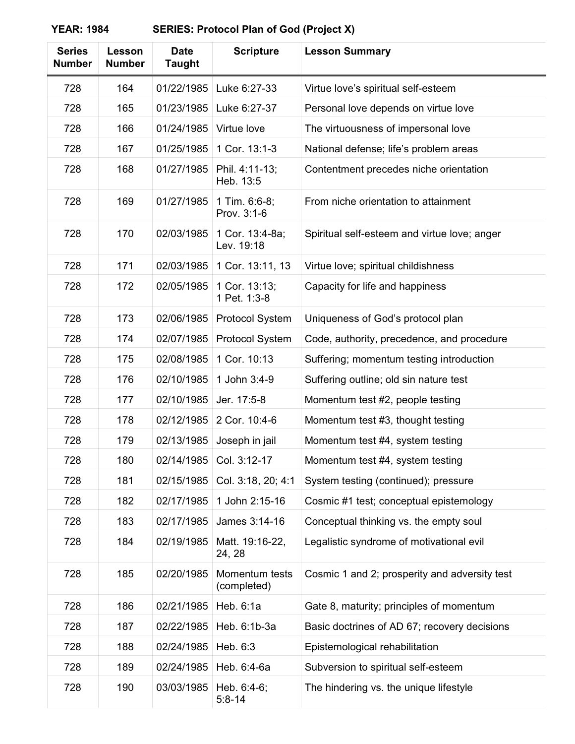**YEAR: 1984 SERIES: Protocol Plan of God (Project X)**

| Series Number | Lesson Number | Date Taught | Scripture | Lesson Summary |
|---|---|---|---|---|
| 728 | 164 | 01/22/1985 | Luke 6:27-33 | Virtue love's spiritual self-esteem |
| 728 | 165 | 01/23/1985 | Luke 6:27-37 | Personal love depends on virtue love |
| 728 | 166 | 01/24/1985 | Virtue love | The virtuousness of impersonal love |
| 728 | 167 | 01/25/1985 | 1 Cor. 13:1-3 | National defense; life's problem areas |
| 728 | 168 | 01/27/1985 | Phil. 4:11-13; Heb. 13:5 | Contentment precedes niche orientation |
| 728 | 169 | 01/27/1985 | 1 Tim. 6:6-8; Prov. 3:1-6 | From niche orientation to attainment |
| 728 | 170 | 02/03/1985 | 1 Cor. 13:4-8a; Lev. 19:18 | Spiritual self-esteem and virtue love; anger |
| 728 | 171 | 02/03/1985 | 1 Cor. 13:11, 13 | Virtue love; spiritual childishness |
| 728 | 172 | 02/05/1985 | 1 Cor. 13:13; 1 Pet. 1:3-8 | Capacity for life and happiness |
| 728 | 173 | 02/06/1985 | Protocol System | Uniqueness of God's protocol plan |
| 728 | 174 | 02/07/1985 | Protocol System | Code, authority, precedence, and procedure |
| 728 | 175 | 02/08/1985 | 1 Cor. 10:13 | Suffering; momentum testing introduction |
| 728 | 176 | 02/10/1985 | 1 John 3:4-9 | Suffering outline; old sin nature test |
| 728 | 177 | 02/10/1985 | Jer. 17:5-8 | Momentum test #2, people testing |
| 728 | 178 | 02/12/1985 | 2 Cor. 10:4-6 | Momentum test #3, thought testing |
| 728 | 179 | 02/13/1985 | Joseph in jail | Momentum test #4, system testing |
| 728 | 180 | 02/14/1985 | Col. 3:12-17 | Momentum test #4, system testing |
| 728 | 181 | 02/15/1985 | Col. 3:18, 20; 4:1 | System testing (continued); pressure |
| 728 | 182 | 02/17/1985 | 1 John 2:15-16 | Cosmic #1 test; conceptual epistemology |
| 728 | 183 | 02/17/1985 | James 3:14-16 | Conceptual thinking vs. the empty soul |
| 728 | 184 | 02/19/1985 | Matt. 19:16-22, 24, 28 | Legalistic syndrome of motivational evil |
| 728 | 185 | 02/20/1985 | Momentum tests (completed) | Cosmic 1 and 2; prosperity and adversity test |
| 728 | 186 | 02/21/1985 | Heb. 6:1a | Gate 8, maturity; principles of momentum |
| 728 | 187 | 02/22/1985 | Heb. 6:1b-3a | Basic doctrines of AD 67; recovery decisions |
| 728 | 188 | 02/24/1985 | Heb. 6:3 | Epistemological rehabilitation |
| 728 | 189 | 02/24/1985 | Heb. 6:4-6a | Subversion to spiritual self-esteem |
| 728 | 190 | 03/03/1985 | Heb. 6:4-6; 5:8-14 | The hindering vs. the unique lifestyle |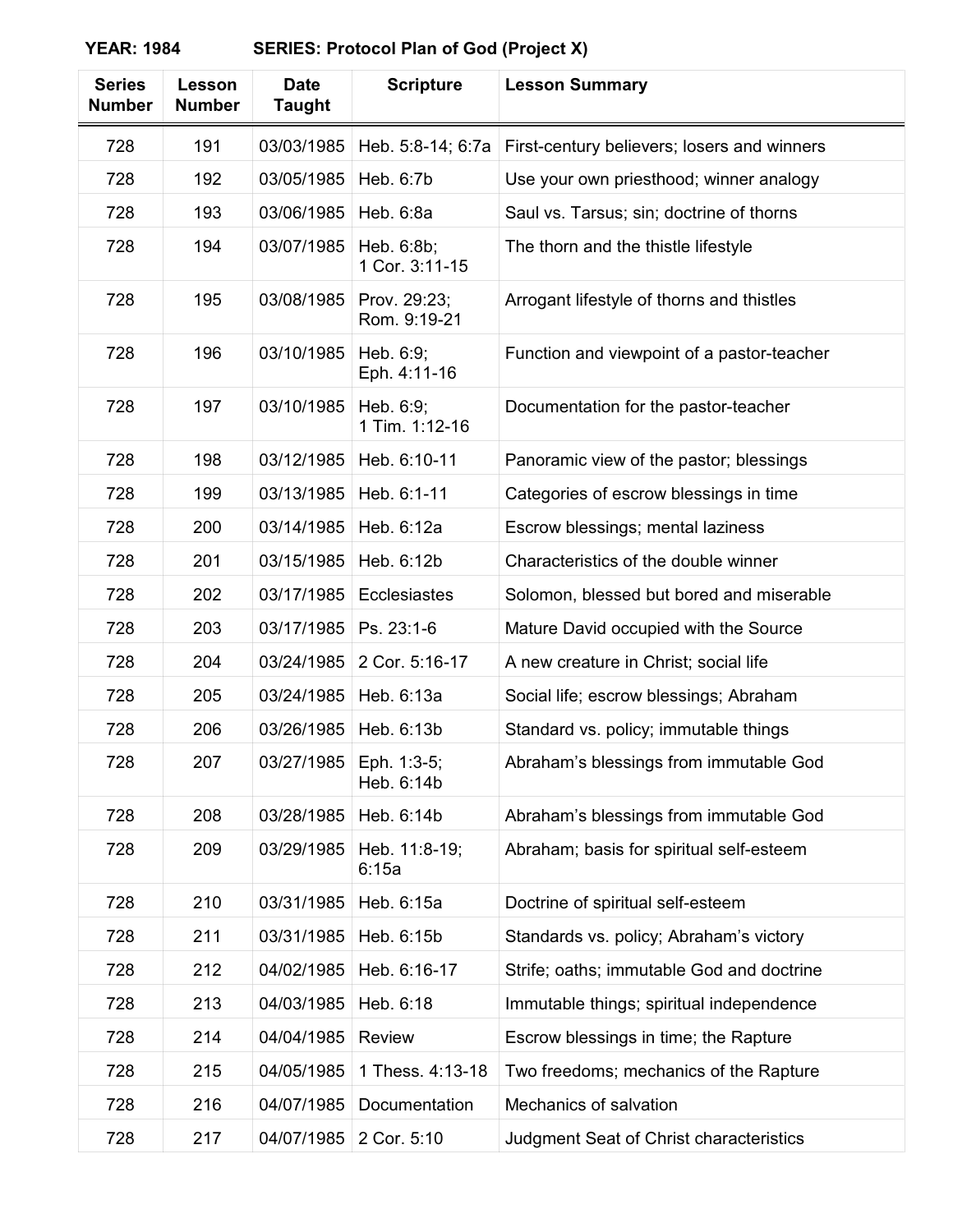**YEAR: 1984 SERIES: Protocol Plan of God (Project X)**

| Series Number | Lesson Number | Date Taught | Scripture | Lesson Summary |
|---|---|---|---|---|
| 728 | 191 | 03/03/1985 | Heb. 5:8-14; 6:7a | First-century believers; losers and winners |
| 728 | 192 | 03/05/1985 | Heb. 6:7b | Use your own priesthood; winner analogy |
| 728 | 193 | 03/06/1985 | Heb. 6:8a | Saul vs. Tarsus; sin; doctrine of thorns |
| 728 | 194 | 03/07/1985 | Heb. 6:8b; 1 Cor. 3:11-15 | The thorn and the thistle lifestyle |
| 728 | 195 | 03/08/1985 | Prov. 29:23; Rom. 9:19-21 | Arrogant lifestyle of thorns and thistles |
| 728 | 196 | 03/10/1985 | Heb. 6:9; Eph. 4:11-16 | Function and viewpoint of a pastor-teacher |
| 728 | 197 | 03/10/1985 | Heb. 6:9; 1 Tim. 1:12-16 | Documentation for the pastor-teacher |
| 728 | 198 | 03/12/1985 | Heb. 6:10-11 | Panoramic view of the pastor; blessings |
| 728 | 199 | 03/13/1985 | Heb. 6:1-11 | Categories of escrow blessings in time |
| 728 | 200 | 03/14/1985 | Heb. 6:12a | Escrow blessings; mental laziness |
| 728 | 201 | 03/15/1985 | Heb. 6:12b | Characteristics of the double winner |
| 728 | 202 | 03/17/1985 | Ecclesiastes | Solomon, blessed but bored and miserable |
| 728 | 203 | 03/17/1985 | Ps. 23:1-6 | Mature David occupied with the Source |
| 728 | 204 | 03/24/1985 | 2 Cor. 5:16-17 | A new creature in Christ; social life |
| 728 | 205 | 03/24/1985 | Heb. 6:13a | Social life; escrow blessings; Abraham |
| 728 | 206 | 03/26/1985 | Heb. 6:13b | Standard vs. policy; immutable things |
| 728 | 207 | 03/27/1985 | Eph. 1:3-5; Heb. 6:14b | Abraham's blessings from immutable God |
| 728 | 208 | 03/28/1985 | Heb. 6:14b | Abraham's blessings from immutable God |
| 728 | 209 | 03/29/1985 | Heb. 11:8-19; 6:15a | Abraham; basis for spiritual self-esteem |
| 728 | 210 | 03/31/1985 | Heb. 6:15a | Doctrine of spiritual self-esteem |
| 728 | 211 | 03/31/1985 | Heb. 6:15b | Standards vs. policy; Abraham's victory |
| 728 | 212 | 04/02/1985 | Heb. 6:16-17 | Strife; oaths; immutable God and doctrine |
| 728 | 213 | 04/03/1985 | Heb. 6:18 | Immutable things; spiritual independence |
| 728 | 214 | 04/04/1985 | Review | Escrow blessings in time; the Rapture |
| 728 | 215 | 04/05/1985 | 1 Thess. 4:13-18 | Two freedoms; mechanics of the Rapture |
| 728 | 216 | 04/07/1985 | Documentation | Mechanics of salvation |
| 728 | 217 | 04/07/1985 | 2 Cor. 5:10 | Judgment Seat of Christ characteristics |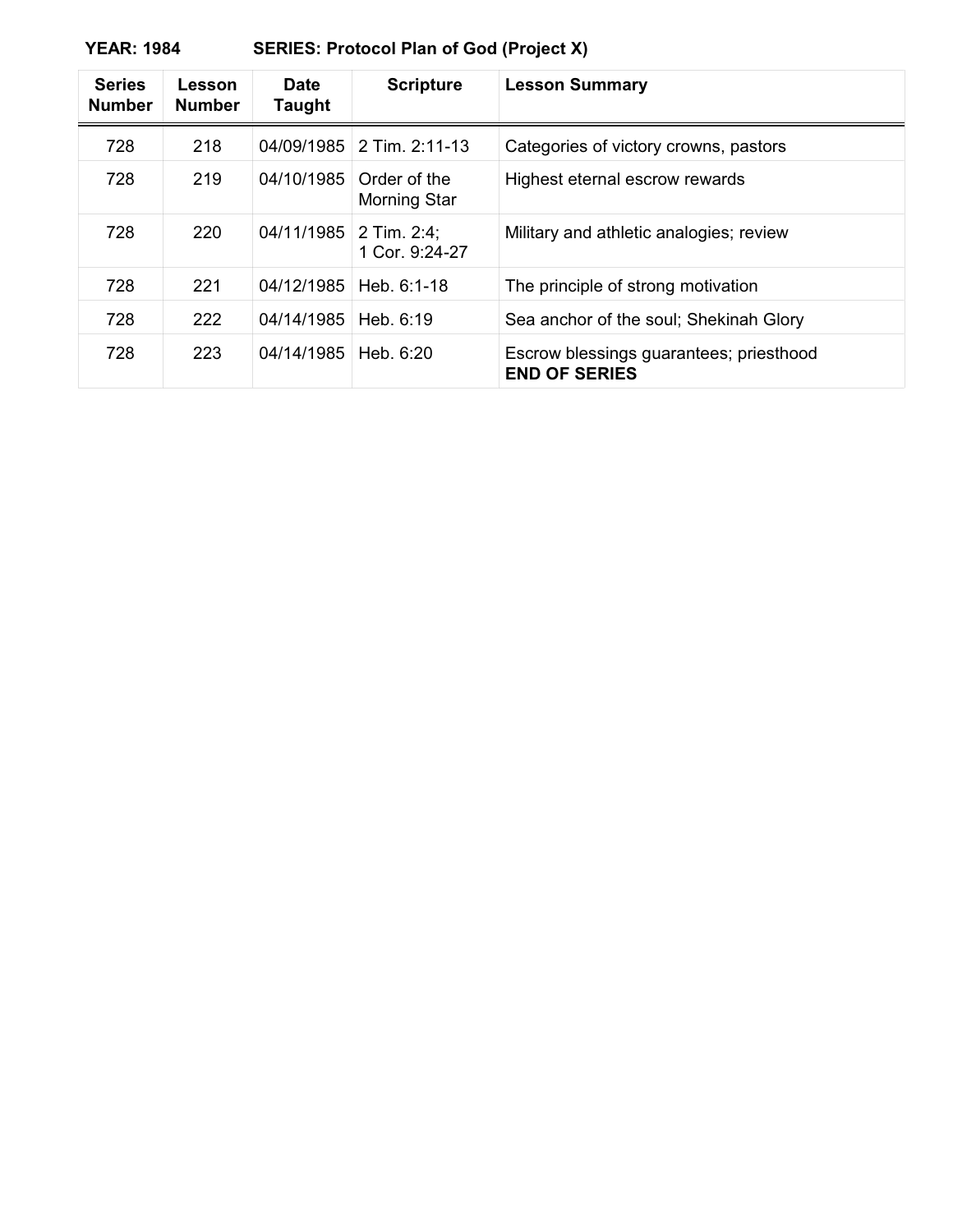**YEAR: 1984 SERIES: Protocol Plan of God (Project X)**

| Series Number | Lesson Number | Date Taught | Scripture | Lesson Summary |
|---|---|---|---|---|
| 728 | 218 | 04/09/1985 | 2 Tim. 2:11-13 | Categories of victory crowns, pastors |
| 728 | 219 | 04/10/1985 | Order of the Morning Star | Highest eternal escrow rewards |
| 728 | 220 | 04/11/1985 | 2 Tim. 2:4; 1 Cor. 9:24-27 | Military and athletic analogies; review |
| 728 | 221 | 04/12/1985 | Heb. 6:1-18 | The principle of strong motivation |
| 728 | 222 | 04/14/1985 | Heb. 6:19 | Sea anchor of the soul; Shekinah Glory |
| 728 | 223 | 04/14/1985 | Heb. 6:20 | Escrow blessings guarantees; priesthood **END OF SERIES** |